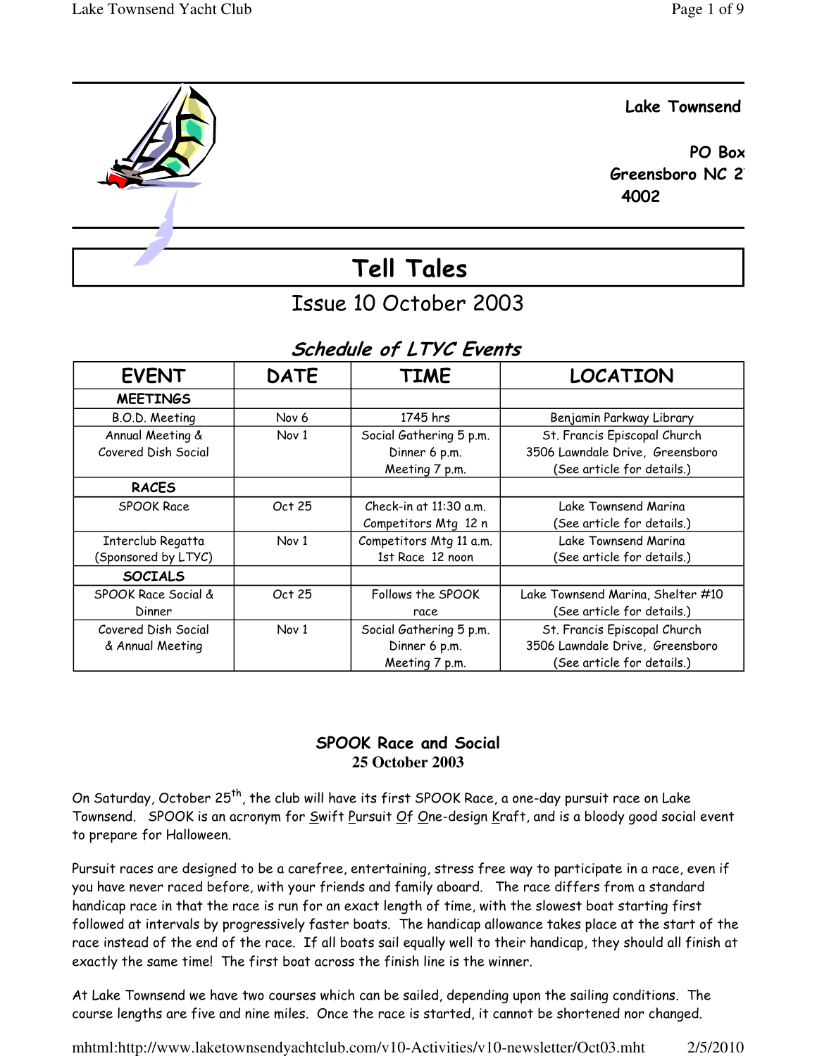Lake Townsend

PO Box
Greensboro NC 2
4002

# Tell Tales

## Issue 10 October 2003

### *Schedule of LTYC Events*

| EVENT | DATE | TIME | LOCATION |
|---|---|---|---|
| **MEETINGS** | | | |
| B.O.D. Meeting | Nov 6 | 1745 hrs | Benjamin Parkway Library |
| Annual Meeting & Covered Dish Social | Nov 1 | Social Gathering 5 p.m. Dinner 6 p.m. Meeting 7 p.m. | St. Francis Episcopal Church 3506 Lawndale Drive, Greensboro (See article for details.) |
| **RACES** | | | |
| SPOOK Race | Oct 25 | Check-in at 11:30 a.m. Competitors Mtg 12 n | Lake Townsend Marina (See article for details.) |
| Interclub Regatta (Sponsored by LTYC) | Nov 1 | Competitors Mtg 11 a.m. 1st Race 12 noon | Lake Townsend Marina (See article for details.) |
| **SOCIALS** | | | |
| SPOOK Race Social & Dinner | Oct 25 | Follows the SPOOK race | Lake Townsend Marina, Shelter #10 (See article for details.) |
| Covered Dish Social & Annual Meeting | Nov 1 | Social Gathering 5 p.m. Dinner 6 p.m. Meeting 7 p.m. | St. Francis Episcopal Church 3506 Lawndale Drive, Greensboro (See article for details.) |

### SPOOK Race and Social
**25 October 2003**

On Saturday, October 25th, the club will have its first SPOOK Race, a one-day pursuit race on Lake Townsend. SPOOK is an acronym for Swift Pursuit Of One-design Kraft, and is a bloody good social event to prepare for Halloween.

Pursuit races are designed to be a carefree, entertaining, stress free way to participate in a race, even if you have never raced before, with your friends and family aboard. The race differs from a standard handicap race in that the race is run for an exact length of time, with the slowest boat starting first followed at intervals by progressively faster boats. The handicap allowance takes place at the start of the race instead of the end of the race. If all boats sail equally well to their handicap, they should all finish at exactly the same time! The first boat across the finish line is the winner.

At Lake Townsend we have two courses which can be sailed, depending upon the sailing conditions. The course lengths are five and nine miles. Once the race is started, it cannot be shortened nor changed.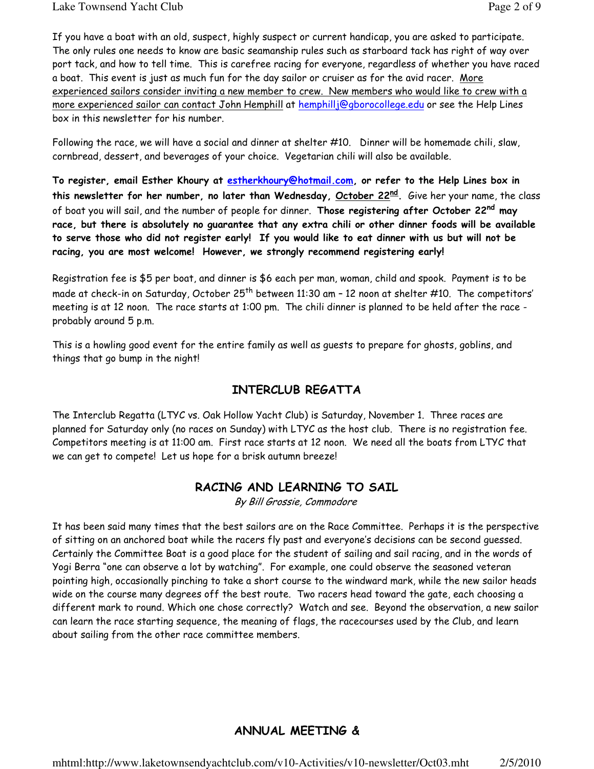If you have a boat with an old, suspect, highly suspect or current handicap, you are asked to participate. The only rules one needs to know are basic seamanship rules such as starboard tack has right of way over port tack, and how to tell time. This is carefree racing for everyone, regardless of whether you have raced a boat. This event is just as much fun for the day sailor or cruiser as for the avid racer. More experienced sailors consider inviting a new member to crew. New members who would like to crew with a more experienced sailor can contact John Hemphill at hemphillj@gborocollege.edu or see the Help Lines box in this newsletter for his number.

Following the race, we will have a social and dinner at shelter #10. Dinner will be homemade chili, slaw, cornbread, dessert, and beverages of your choice. Vegetarian chili will also be available.

**To register, email Esther Khoury at estherkhoury@hotmail.com, or refer to the Help Lines box in this newsletter for her number, no later than Wednesday, October 22nd.** Give her your name, the class of boat you will sail, and the number of people for dinner. **Those registering after October 22nd may race, but there is absolutely no guarantee that any extra chili or other dinner foods will be available to serve those who did not register early! If you would like to eat dinner with us but will not be racing, you are most welcome! However, we strongly recommend registering early!**

Registration fee is $5 per boat, and dinner is $6 each per man, woman, child and spook. Payment is to be made at check-in on Saturday, October 25th between 11:30 am – 12 noon at shelter #10. The competitors' meeting is at 12 noon. The race starts at 1:00 pm. The chili dinner is planned to be held after the race - probably around 5 p.m.

This is a howling good event for the entire family as well as guests to prepare for ghosts, goblins, and things that go bump in the night!

## INTERCLUB REGATTA

The Interclub Regatta (LTYC vs. Oak Hollow Yacht Club) is Saturday, November 1. Three races are planned for Saturday only (no races on Sunday) with LTYC as the host club. There is no registration fee. Competitors meeting is at 11:00 am. First race starts at 12 noon. We need all the boats from LTYC that we can get to compete! Let us hope for a brisk autumn breeze!

## RACING AND LEARNING TO SAIL

*By Bill Grossie, Commodore*

It has been said many times that the best sailors are on the Race Committee. Perhaps it is the perspective of sitting on an anchored boat while the racers fly past and everyone's decisions can be second guessed. Certainly the Committee Boat is a good place for the student of sailing and sail racing, and in the words of Yogi Berra "one can observe a lot by watching". For example, one could observe the seasoned veteran pointing high, occasionally pinching to take a short course to the windward mark, while the new sailor heads wide on the course many degrees off the best route. Two racers head toward the gate, each choosing a different mark to round. Which one chose correctly? Watch and see. Beyond the observation, a new sailor can learn the race starting sequence, the meaning of flags, the racecourses used by the Club, and learn about sailing from the other race committee members.

## ANNUAL MEETING &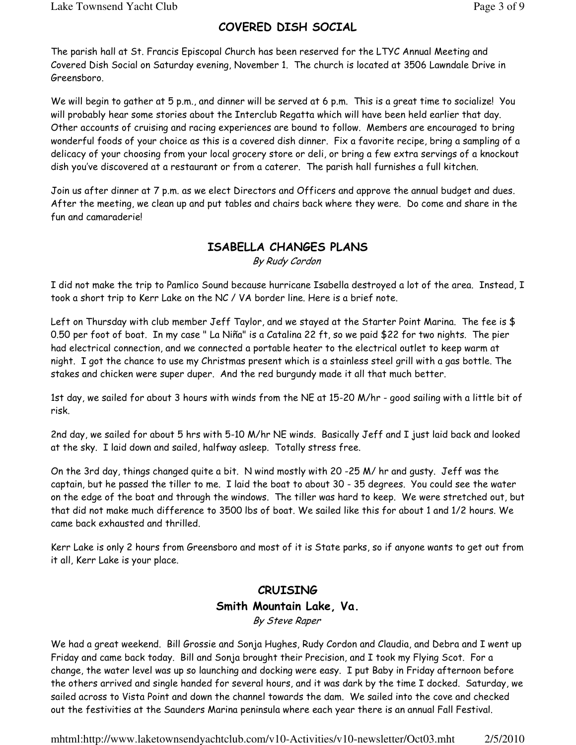## COVERED DISH SOCIAL

The parish hall at St. Francis Episcopal Church has been reserved for the LTYC Annual Meeting and Covered Dish Social on Saturday evening, November 1. The church is located at 3506 Lawndale Drive in Greensboro.

We will begin to gather at 5 p.m., and dinner will be served at 6 p.m. This is a great time to socialize! You will probably hear some stories about the Interclub Regatta which will have been held earlier that day. Other accounts of cruising and racing experiences are bound to follow. Members are encouraged to bring wonderful foods of your choice as this is a covered dish dinner. Fix a favorite recipe, bring a sampling of a delicacy of your choosing from your local grocery store or deli, or bring a few extra servings of a knockout dish you've discovered at a restaurant or from a caterer. The parish hall furnishes a full kitchen.

Join us after dinner at 7 p.m. as we elect Directors and Officers and approve the annual budget and dues. After the meeting, we clean up and put tables and chairs back where they were. Do come and share in the fun and camaraderie!

## ISABELLA CHANGES PLANS

*By Rudy Cordon*

I did not make the trip to Pamlico Sound because hurricane Isabella destroyed a lot of the area. Instead, I took a short trip to Kerr Lake on the NC / VA border line. Here is a brief note.

Left on Thursday with club member Jeff Taylor, and we stayed at the Starter Point Marina. The fee is $ 0.50 per foot of boat. In my case " La Niña" is a Catalina 22 ft, so we paid $22 for two nights. The pier had electrical connection, and we connected a portable heater to the electrical outlet to keep warm at night. I got the chance to use my Christmas present which is a stainless steel grill with a gas bottle. The stakes and chicken were super duper. And the red burgundy made it all that much better.

1st day, we sailed for about 3 hours with winds from the NE at 15-20 M/hr - good sailing with a little bit of risk.

2nd day, we sailed for about 5 hrs with 5-10 M/hr NE winds. Basically Jeff and I just laid back and looked at the sky. I laid down and sailed, halfway asleep. Totally stress free.

On the 3rd day, things changed quite a bit. N wind mostly with 20 -25 M/ hr and gusty. Jeff was the captain, but he passed the tiller to me. I laid the boat to about 30 - 35 degrees. You could see the water on the edge of the boat and through the windows. The tiller was hard to keep. We were stretched out, but that did not make much difference to 3500 lbs of boat. We sailed like this for about 1 and 1/2 hours. We came back exhausted and thrilled.

Kerr Lake is only 2 hours from Greensboro and most of it is State parks, so if anyone wants to get out from it all, Kerr Lake is your place.

## CRUISING

### Smith Mountain Lake, Va.

*By Steve Raper*

We had a great weekend. Bill Grossie and Sonja Hughes, Rudy Cordon and Claudia, and Debra and I went up Friday and came back today. Bill and Sonja brought their Precision, and I took my Flying Scot. For a change, the water level was up so launching and docking were easy. I put Baby in Friday afternoon before the others arrived and single handed for several hours, and it was dark by the time I docked. Saturday, we sailed across to Vista Point and down the channel towards the dam. We sailed into the cove and checked out the festivities at the Saunders Marina peninsula where each year there is an annual Fall Festival.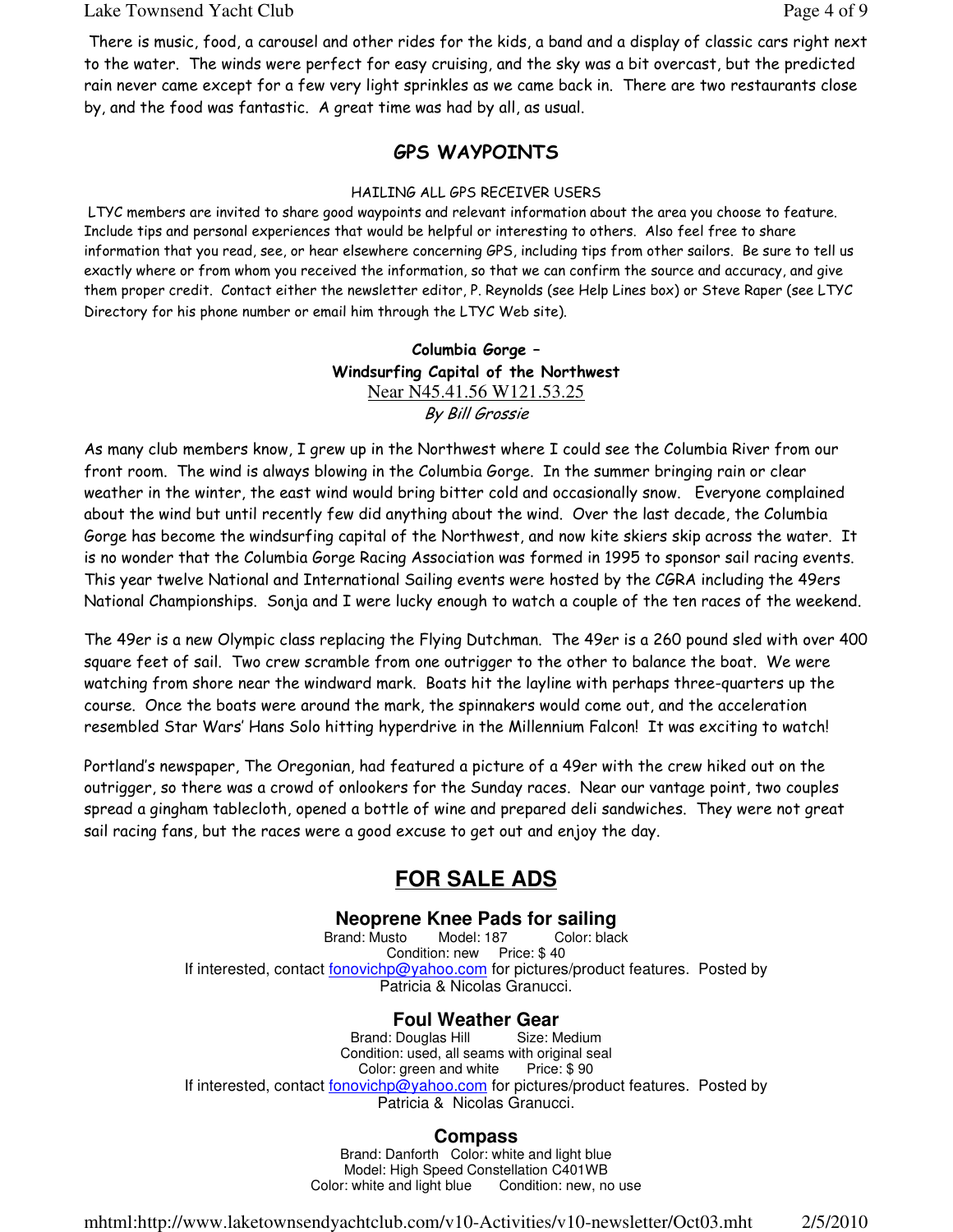There is music, food, a carousel and other rides for the kids, a band and a display of classic cars right next to the water. The winds were perfect for easy cruising, and the sky was a bit overcast, but the predicted rain never came except for a few very light sprinkles as we came back in. There are two restaurants close by, and the food was fantastic. A great time was had by all, as usual.

## GPS WAYPOINTS

HAILING ALL GPS RECEIVER USERS

LTYC members are invited to share good waypoints and relevant information about the area you choose to feature. Include tips and personal experiences that would be helpful or interesting to others. Also feel free to share information that you read, see, or hear elsewhere concerning GPS, including tips from other sailors. Be sure to tell us exactly where or from whom you received the information, so that we can confirm the source and accuracy, and give them proper credit. Contact either the newsletter editor, P. Reynolds (see Help Lines box) or Steve Raper (see LTYC Directory for his phone number or email him through the LTYC Web site).

### Columbia Gorge – Windsurfing Capital of the Northwest

Near N45.41.56 W121.53.25

*By Bill Grossie*

As many club members know, I grew up in the Northwest where I could see the Columbia River from our front room. The wind is always blowing in the Columbia Gorge. In the summer bringing rain or clear weather in the winter, the east wind would bring bitter cold and occasionally snow. Everyone complained about the wind but until recently few did anything about the wind. Over the last decade, the Columbia Gorge has become the windsurfing capital of the Northwest, and now kite skiers skip across the water. It is no wonder that the Columbia Gorge Racing Association was formed in 1995 to sponsor sail racing events. This year twelve National and International Sailing events were hosted by the CGRA including the 49ers National Championships. Sonja and I were lucky enough to watch a couple of the ten races of the weekend.

The 49er is a new Olympic class replacing the Flying Dutchman. The 49er is a 260 pound sled with over 400 square feet of sail. Two crew scramble from one outrigger to the other to balance the boat. We were watching from shore near the windward mark. Boats hit the layline with perhaps three-quarters up the course. Once the boats were around the mark, the spinnakers would come out, and the acceleration resembled Star Wars' Hans Solo hitting hyperdrive in the Millennium Falcon! It was exciting to watch!

Portland's newspaper, The Oregonian, had featured a picture of a 49er with the crew hiked out on the outrigger, so there was a crowd of onlookers for the Sunday races. Near our vantage point, two couples spread a gingham tablecloth, opened a bottle of wine and prepared deli sandwiches. They were not great sail racing fans, but the races were a good excuse to get out and enjoy the day.

## FOR SALE ADS

### Neoprene Knee Pads for sailing

Brand: Musto Model: 187 Color: black
Condition: new Price: $ 40
If interested, contact fonovichp@yahoo.com for pictures/product features. Posted by Patricia & Nicolas Granucci.

### Foul Weather Gear

Brand: Douglas Hill Size: Medium
Condition: used, all seams with original seal
Color: green and white Price: $ 90
If interested, contact fonovichp@yahoo.com for pictures/product features. Posted by Patricia & Nicolas Granucci.

### Compass

Brand: Danforth Color: white and light blue
Model: High Speed Constellation C401WB
Color: white and light blue Condition: new, no use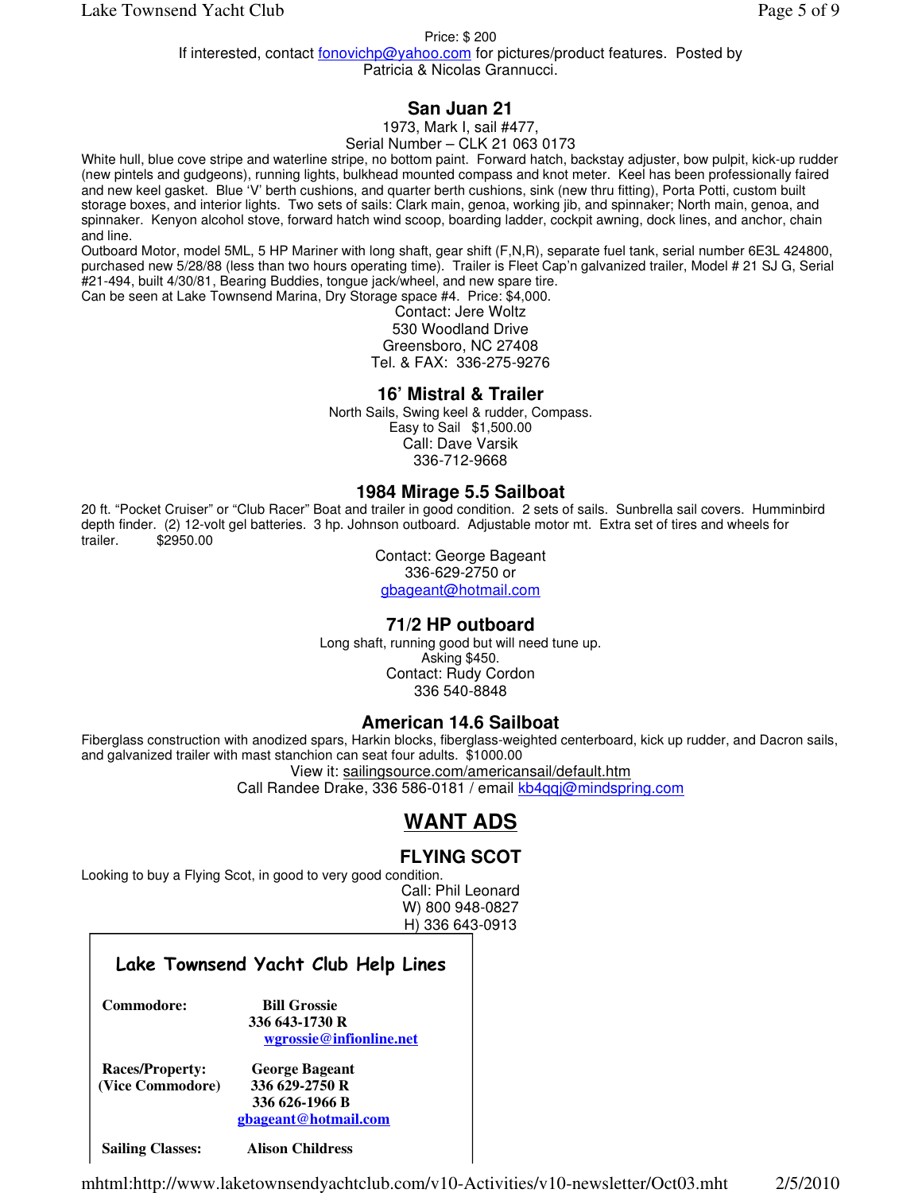Price: $ 200
If interested, contact fonovichp@yahoo.com for pictures/product features. Posted by Patricia & Nicolas Grannucci.

### San Juan 21

1973, Mark I, sail #477,
Serial Number – CLK 21 063 0173

White hull, blue cove stripe and waterline stripe, no bottom paint. Forward hatch, backstay adjuster, bow pulpit, kick-up rudder (new pintels and gudgeons), running lights, bulkhead mounted compass and knot meter. Keel has been professionally faired and new keel gasket. Blue 'V' berth cushions, and quarter berth cushions, sink (new thru fitting), Porta Potti, custom built storage boxes, and interior lights. Two sets of sails: Clark main, genoa, working jib, and spinnaker; North main, genoa, and spinnaker. Kenyon alcohol stove, forward hatch wind scoop, boarding ladder, cockpit awning, dock lines, and anchor, chain and line.

Outboard Motor, model 5ML, 5 HP Mariner with long shaft, gear shift (F,N,R), separate fuel tank, serial number 6E3L 424800, purchased new 5/28/88 (less than two hours operating time). Trailer is Fleet Cap'n galvanized trailer, Model # 21 SJ G, Serial #21-494, built 4/30/81, Bearing Buddies, tongue jack/wheel, and new spare tire.

Can be seen at Lake Townsend Marina, Dry Storage space #4. Price: $4,000.

Contact: Jere Woltz
530 Woodland Drive
Greensboro, NC 27408
Tel. & FAX: 336-275-9276

### 16' Mistral & Trailer

North Sails, Swing keel & rudder, Compass.
Easy to Sail $1,500.00
Call: Dave Varsik
336-712-9668

### 1984 Mirage 5.5 Sailboat

20 ft. "Pocket Cruiser" or "Club Racer" Boat and trailer in good condition. 2 sets of sails. Sunbrella sail covers. Humminbird depth finder. (2) 12-volt gel batteries. 3 hp. Johnson outboard. Adjustable motor mt. Extra set of tires and wheels for trailer. $2950.00

Contact: George Bageant
336-629-2750 or
gbageant@hotmail.com

### 71/2 HP outboard

Long shaft, running good but will need tune up.
Asking $450.
Contact: Rudy Cordon
336 540-8848

### American 14.6 Sailboat

Fiberglass construction with anodized spars, Harkin blocks, fiberglass-weighted centerboard, kick up rudder, and Dacron sails, and galvanized trailer with mast stanchion can seat four adults. $1000.00

View it: sailingsource.com/americansail/default.htm
Call Randee Drake, 336 586-0181 / email kb4qqj@mindspring.com

## WANT ADS

### FLYING SCOT

Looking to buy a Flying Scot, in good to very good condition.

Call: Phil Leonard
W) 800 948-0827
H) 336 643-0913

### Lake Townsend Yacht Club Help Lines

**Commodore:** **Bill Grossie**
**336 643-1730 R**
**wgrossie@infionline.net**

**Races/Property: (Vice Commodore)** **George Bageant**
**336 629-2750 R**
**336 626-1966 B**
**gbageant@hotmail.com**

**Sailing Classes:** **Alison Childress**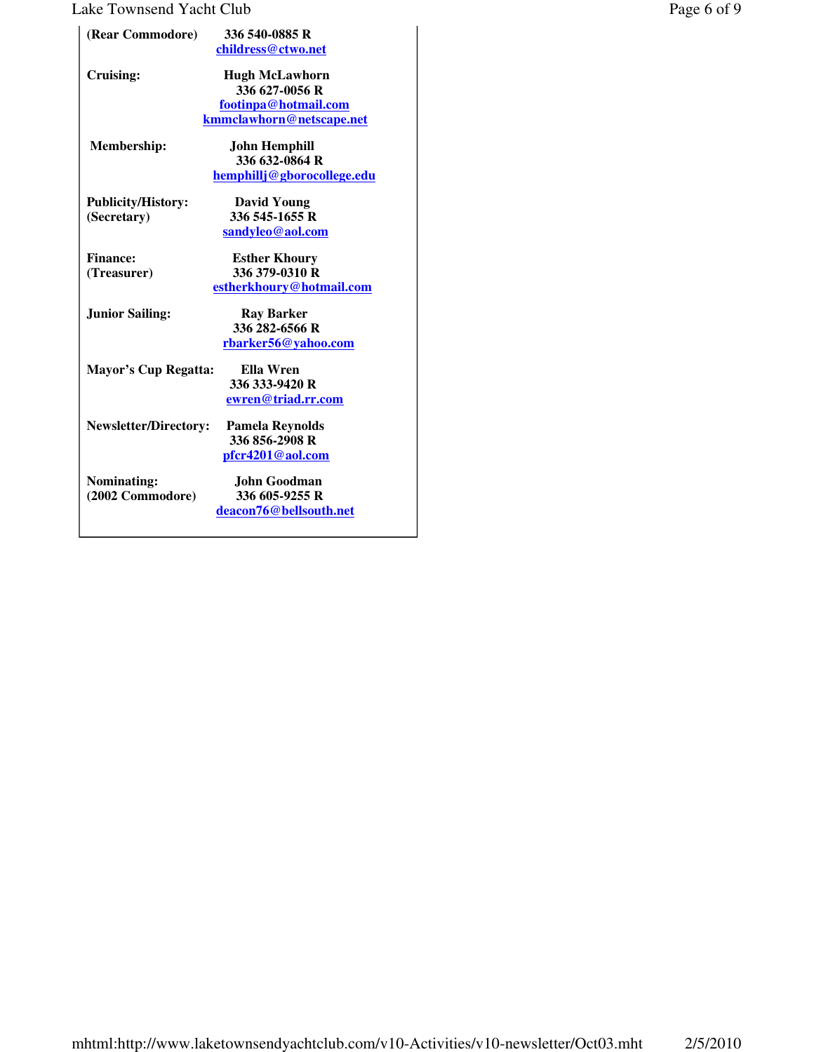| | |
|---|---|
| **(Rear Commodore)** | **336 540-0885 R**<br>**childress@ctwo.net** |
| **Cruising:** | **Hugh McLawhorn**<br>**336 627-0056 R**<br>**footinpa@hotmail.com**<br>**kmmclawhorn@netscape.net** |
| **Membership:** | **John Hemphill**<br>**336 632-0864 R**<br>**hemphillj@gborocollege.edu** |
| **Publicity/History:**<br>**(Secretary)** | **David Young**<br>**336 545-1655 R**<br>**sandyleo@aol.com** |
| **Finance:**<br>**(Treasurer)** | **Esther Khoury**<br>**336 379-0310 R**<br>**estherkhoury@hotmail.com** |
| **Junior Sailing:** | **Ray Barker**<br>**336 282-6566 R**<br>**rbarker56@yahoo.com** |
| **Mayor's Cup Regatta:** | **Ella Wren**<br>**336 333-9420 R**<br>**ewren@triad.rr.com** |
| **Newsletter/Directory:** | **Pamela Reynolds**<br>**336 856-2908 R**<br>**pfcr4201@aol.com** |
| **Nominating:**<br>**(2002 Commodore)** | **John Goodman**<br>**336 605-9255 R**<br>**deacon76@bellsouth.net** |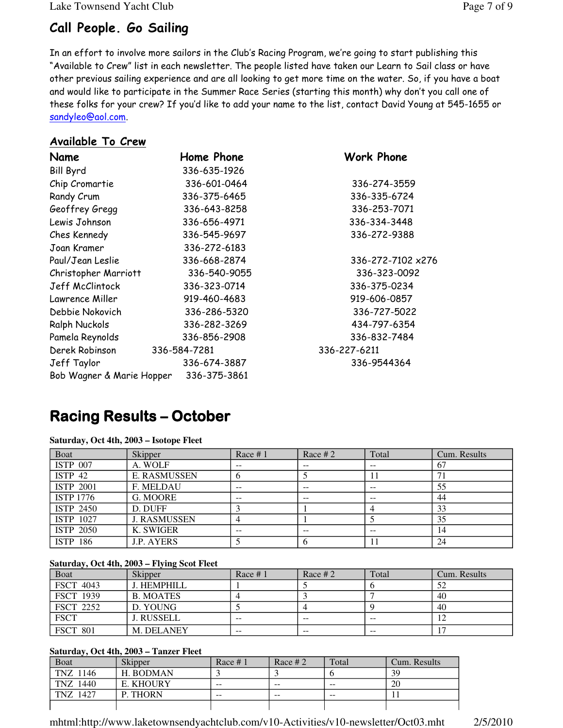## Call People. Go Sailing

In an effort to involve more sailors in the Club's Racing Program, we're going to start publishing this "Available to Crew" list in each newsletter. The people listed have taken our Learn to Sail class or have other previous sailing experience and are all looking to get more time on the water. So, if you have a boat and would like to participate in the Summer Race Series (starting this month) why don't you call one of these folks for your crew? If you'd like to add your name to the list, contact David Young at 545-1655 or sandyleo@aol.com.

### Available To Crew

| Name | Home Phone | Work Phone |
|---|---|---|
| Bill Byrd | 336-635-1926 | |
| Chip Cromartie | 336-601-0464 | 336-274-3559 |
| Randy Crum | 336-375-6465 | 336-335-6724 |
| Geoffrey Gregg | 336-643-8258 | 336-253-7071 |
| Lewis Johnson | 336-656-4971 | 336-334-3448 |
| Ches Kennedy | 336-545-9697 | 336-272-9388 |
| Joan Kramer | 336-272-6183 | |
| Paul/Jean Leslie | 336-668-2874 | 336-272-7102 x276 |
| Christopher Marriott | 336-540-9055 | 336-323-0092 |
| Jeff McClintock | 336-323-0714 | 336-375-0234 |
| Lawrence Miller | 919-460-4683 | 919-606-0857 |
| Debbie Nokovich | 336-286-5320 | 336-727-5022 |
| Ralph Nuckols | 336-282-3269 | 434-797-6354 |
| Pamela Reynolds | 336-856-2908 | 336-832-7484 |
| Derek Robinson | 336-584-7281 | 336-227-6211 |
| Jeff Taylor | 336-674-3887 | 336-9544364 |
| Bob Wagner & Marie Hopper | 336-375-3861 | |

# Racing Results – October

**Saturday, Oct 4th, 2003 – Isotope Fleet**

| Boat | Skipper | Race # 1 | Race # 2 | Total | Cum. Results |
|---|---|---|---|---|---|
| ISTP 007 | A. WOLF | -- | -- | -- | 67 |
| ISTP 42 | E. RASMUSSEN | 6 | 5 | 11 | 71 |
| ISTP 2001 | F. MELDAU | -- | -- | -- | 55 |
| ISTP 1776 | G. MOORE | -- | -- | -- | 44 |
| ISTP 2450 | D. DUFF | 3 | 1 | 4 | 33 |
| ISTP 1027 | J. RASMUSSEN | 4 | 1 | 5 | 35 |
| ISTP 2050 | K. SWIGER | -- | -- | -- | 14 |
| ISTP 186 | J.P. AYERS | 5 | 6 | 11 | 24 |

**Saturday, Oct 4th, 2003 – Flying Scot Fleet**

| Boat | Skipper | Race # 1 | Race # 2 | Total | Cum. Results |
|---|---|---|---|---|---|
| FSCT 4043 | J. HEMPHILL | 1 | 5 | 6 | 52 |
| FSCT 1939 | B. MOATES | 4 | 3 | 7 | 40 |
| FSCT 2252 | D. YOUNG | 5 | 4 | 9 | 40 |
| FSCT | J. RUSSELL | -- | -- | -- | 12 |
| FSCT 801 | M. DELANEY | -- | -- | -- | 17 |

**Saturday, Oct 4th, 2003 – Tanzer Fleet**

| Boat | Skipper | Race # 1 | Race # 2 | Total | Cum. Results |
|---|---|---|---|---|---|
| TNZ 1146 | H. BODMAN | 3 | 3 | 6 | 39 |
| TNZ 1440 | E. KHOURY | -- | -- | -- | 20 |
| TNZ 1427 | P. THORN | -- | -- | -- | 11 |
| | | | | | |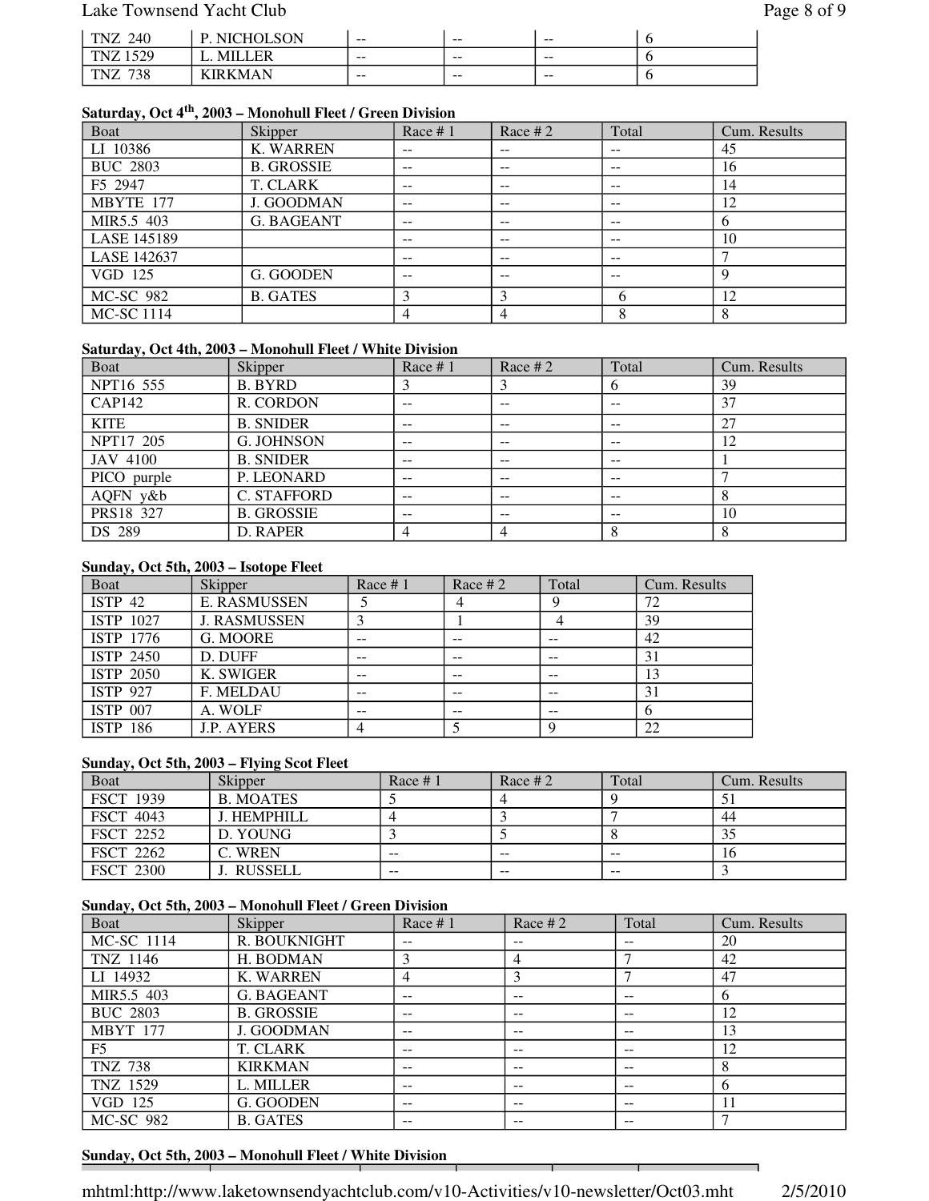| | | | | | |
|---|---|---|---|---|---|
| TNZ 240 | P. NICHOLSON | -- | -- | -- | 6 |
| TNZ 1529 | L. MILLER | -- | -- | -- | 6 |
| TNZ 738 | KIRKMAN | -- | -- | -- | 6 |

**Saturday, Oct 4th, 2003 – Monohull Fleet / Green Division**

| Boat | Skipper | Race # 1 | Race # 2 | Total | Cum. Results |
|---|---|---|---|---|---|
| LI 10386 | K. WARREN | -- | -- | -- | 45 |
| BUC 2803 | B. GROSSIE | -- | -- | -- | 16 |
| F5 2947 | T. CLARK | -- | -- | -- | 14 |
| MBYTE 177 | J. GOODMAN | -- | -- | -- | 12 |
| MIR5.5 403 | G. BAGEANT | -- | -- | -- | 6 |
| LASE 145189 | | -- | -- | -- | 10 |
| LASE 142637 | | -- | -- | -- | 7 |
| VGD 125 | G. GOODEN | -- | -- | -- | 9 |
| MC-SC 982 | B. GATES | 3 | 3 | 6 | 12 |
| MC-SC 1114 | | 4 | 4 | 8 | 8 |

**Saturday, Oct 4th, 2003 – Monohull Fleet / White Division**

| Boat | Skipper | Race # 1 | Race # 2 | Total | Cum. Results |
|---|---|---|---|---|---|
| NPT16 555 | B. BYRD | 3 | 3 | 6 | 39 |
| CAP142 | R. CORDON | -- | -- | -- | 37 |
| KITE | B. SNIDER | -- | -- | -- | 27 |
| NPT17 205 | G. JOHNSON | -- | -- | -- | 12 |
| JAV 4100 | B. SNIDER | -- | -- | -- | 1 |
| PICO purple | P. LEONARD | -- | -- | -- | 7 |
| AQFN y&b | C. STAFFORD | -- | -- | -- | 8 |
| PRS18 327 | B. GROSSIE | -- | -- | -- | 10 |
| DS 289 | D. RAPER | 4 | 4 | 8 | 8 |

**Sunday, Oct 5th, 2003 – Isotope Fleet**

| Boat | Skipper | Race # 1 | Race # 2 | Total | Cum. Results |
|---|---|---|---|---|---|
| ISTP 42 | E. RASMUSSEN | 5 | 4 | 9 | 72 |
| ISTP 1027 | J. RASMUSSEN | 3 | 1 | 4 | 39 |
| ISTP 1776 | G. MOORE | -- | -- | -- | 42 |
| ISTP 2450 | D. DUFF | -- | -- | -- | 31 |
| ISTP 2050 | K. SWIGER | -- | -- | -- | 13 |
| ISTP 927 | F. MELDAU | -- | -- | -- | 31 |
| ISTP 007 | A. WOLF | -- | -- | -- | 6 |
| ISTP 186 | J.P. AYERS | 4 | 5 | 9 | 22 |

**Sunday, Oct 5th, 2003 – Flying Scot Fleet**

| Boat | Skipper | Race # 1 | Race # 2 | Total | Cum. Results |
|---|---|---|---|---|---|
| FSCT 1939 | B. MOATES | 5 | 4 | 9 | 51 |
| FSCT 4043 | J. HEMPHILL | 4 | 3 | 7 | 44 |
| FSCT 2252 | D. YOUNG | 3 | 5 | 8 | 35 |
| FSCT 2262 | C. WREN | -- | -- | -- | 16 |
| FSCT 2300 | J. RUSSELL | -- | -- | -- | 3 |

**Sunday, Oct 5th, 2003 – Monohull Fleet / Green Division**

| Boat | Skipper | Race # 1 | Race # 2 | Total | Cum. Results |
|---|---|---|---|---|---|
| MC-SC 1114 | R. BOUKNIGHT | -- | -- | -- | 20 |
| TNZ 1146 | H. BODMAN | 3 | 4 | 7 | 42 |
| LI 14932 | K. WARREN | 4 | 3 | 7 | 47 |
| MIR5.5 403 | G. BAGEANT | -- | -- | -- | 6 |
| BUC 2803 | B. GROSSIE | -- | -- | -- | 12 |
| MBYT 177 | J. GOODMAN | -- | -- | -- | 13 |
| F5 | T. CLARK | -- | -- | -- | 12 |
| TNZ 738 | KIRKMAN | -- | -- | -- | 8 |
| TNZ 1529 | L. MILLER | -- | -- | -- | 6 |
| VGD 125 | G. GOODEN | -- | -- | -- | 11 |
| MC-SC 982 | B. GATES | -- | -- | -- | 7 |

**Sunday, Oct 5th, 2003 – Monohull Fleet / White Division**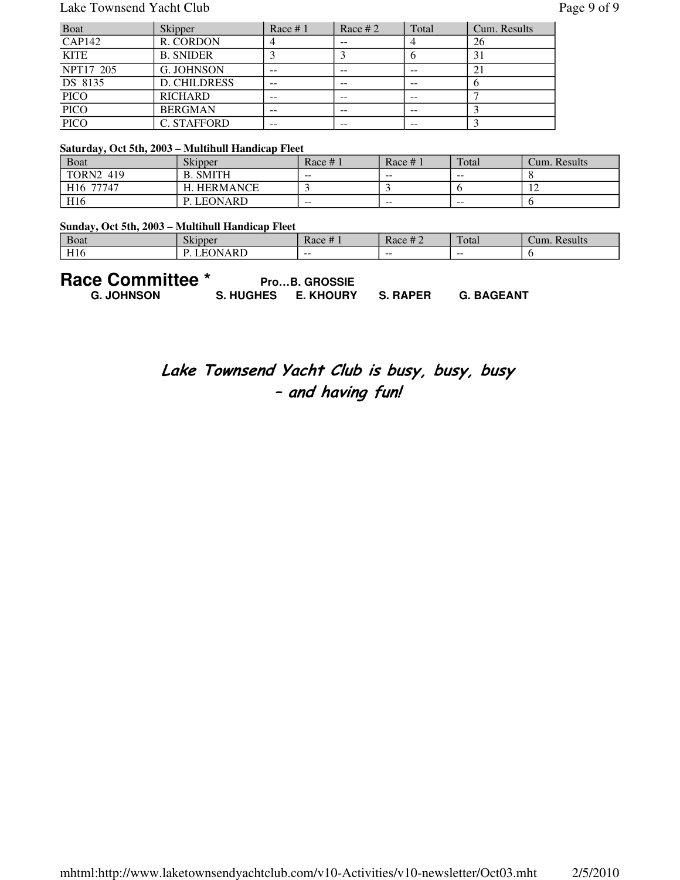| Boat | Skipper | Race # 1 | Race # 2 | Total | Cum. Results |
|---|---|---|---|---|---|
| CAP142 | R. CORDON | 4 | -- | 4 | 26 |
| KITE | B. SNIDER | 3 | 3 | 6 | 31 |
| NPT17 205 | G. JOHNSON | -- | -- | -- | 21 |
| DS 8135 | D. CHILDRESS | -- | -- | -- | 6 |
| PICO | RICHARD | -- | -- | -- | 7 |
| PICO | BERGMAN | -- | -- | -- | 3 |
| PICO | C. STAFFORD | -- | -- | -- | 3 |

**Saturday, Oct 5th, 2003 – Multihull Handicap Fleet**

| Boat | Skipper | Race # 1 | Race # 1 | Total | Cum. Results |
|---|---|---|---|---|---|
| TORN2 419 | B. SMITH | -- | -- | -- | 8 |
| H16 77747 | H. HERMANCE | 3 | 3 | 6 | 12 |
| H16 | P. LEONARD | -- | -- | -- | 6 |

**Sunday, Oct 5th, 2003 – Multihull Handicap Fleet**

| Boat | Skipper | Race # 1 | Race # 2 | Total | Cum. Results |
|---|---|---|---|---|---|
| H16 | P. LEONARD | -- | -- | -- | 6 |

## Race Committee *

**Pro…B. GROSSIE**

**G. JOHNSON S. HUGHES E. KHOURY S. RAPER G. BAGEANT**

***Lake Townsend Yacht Club is busy, busy, busy – and having fun!***